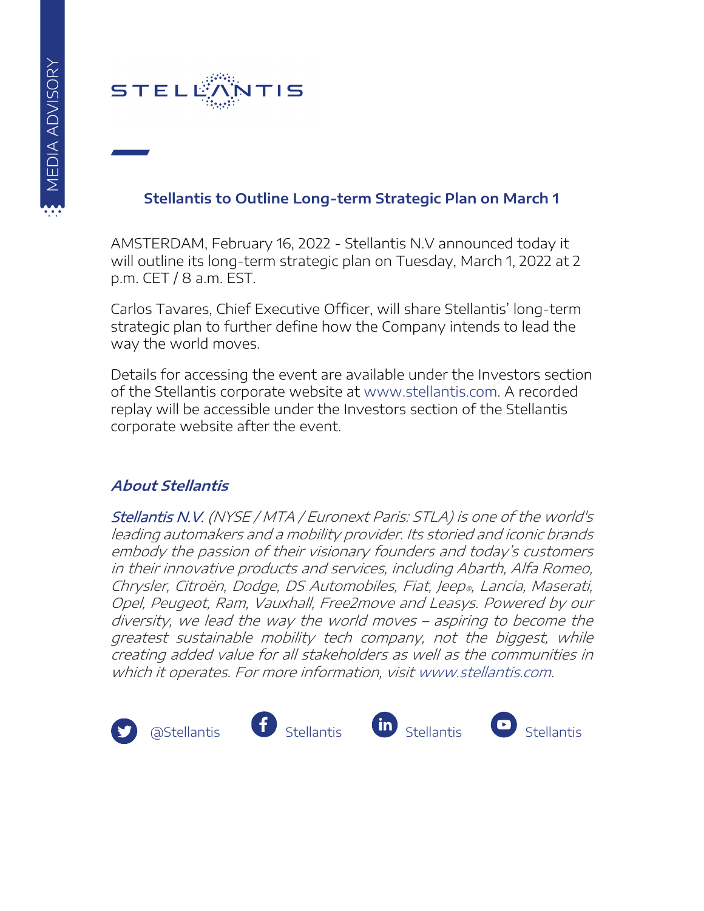MEDIA ADVISORY

STELLANTIS

## Stellantis to Outline Long-term Strategic Plan on March 1

AMSTERDAM, February 16, 2022 - Stellantis N.V announced today it will outline its long-term strategic plan on Tuesday, March 1, 2022 at 2 p.m. CET / 8 a.m. EST.

Carlos Tavares, Chief Executive Officer, will share Stellantis' long-term strategic plan to further define how the Company intends to lead the way the world moves.

Details for accessing the event are available under the Investors section of the Stellantis corporate website at www.stellantis.com. A recorded replay will be accessible under the Investors section of the Stellantis corporate website after the event.

### *About Stellantis*

*Stellantis N.V. (NYSE / MTA / Euronext Paris: STLA) is one of the world's leading automakers and a mobility provider. Its storied and iconic brands embody the passion of their visionary founders and today's customers in their innovative products and services, including Abarth, Alfa Romeo, Chrysler, Citroën, Dodge, DS Automobiles, Fiat, Jeep®, Lancia, Maserati, Opel, Peugeot, Ram, Vauxhall, Free2move and Leasys. Powered by our diversity, we lead the way the world moves – aspiring to become the greatest sustainable mobility tech company, not the biggest, while creating added value for all stakeholders as well as the communities in which it operates. For more information, visit www.stellantis.com.*

@Stellantis Stellantis Stellantis Stellantis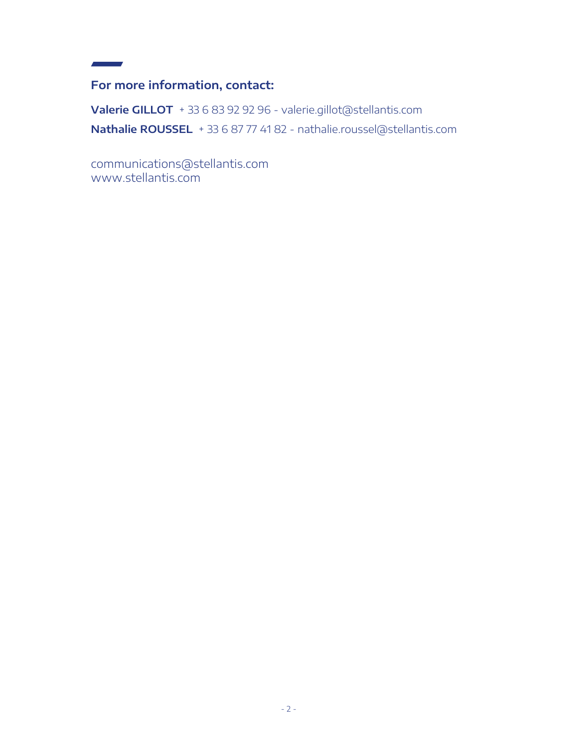**For more information, contact:**

**Valerie GILLOT** + 33 6 83 92 92 96 - valerie.gillot@stellantis.com

**Nathalie ROUSSEL** + 33 6 87 77 41 82 - nathalie.roussel@stellantis.com

communications@stellantis.com
www.stellantis.com